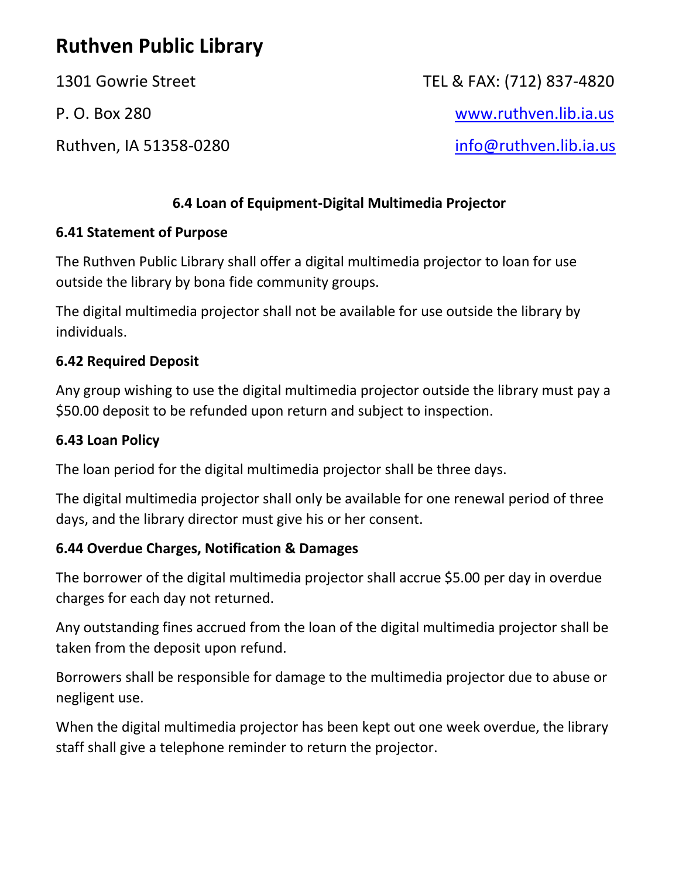# Ruthven Public Library

1301 Gowrie Street

P. O. Box 280

Ruthven, IA 51358-0280

TEL & FAX: (712) 837-4820

www.ruthven.lib.ia.us

info@ruthven.lib.ia.us

## 6.4 Loan of Equipment-Digital Multimedia Projector

### 6.41 Statement of Purpose

The Ruthven Public Library shall offer a digital multimedia projector to loan for use outside the library by bona fide community groups.

The digital multimedia projector shall not be available for use outside the library by individuals.

### 6.42 Required Deposit

Any group wishing to use the digital multimedia projector outside the library must pay a $50.00 deposit to be refunded upon return and subject to inspection.

### 6.43 Loan Policy

The loan period for the digital multimedia projector shall be three days.

The digital multimedia projector shall only be available for one renewal period of three days, and the library director must give his or her consent.

### 6.44 Overdue Charges, Notification & Damages

The borrower of the digital multimedia projector shall accrue $5.00 per day in overdue charges for each day not returned.

Any outstanding fines accrued from the loan of the digital multimedia projector shall be taken from the deposit upon refund.

Borrowers shall be responsible for damage to the multimedia projector due to abuse or negligent use.

When the digital multimedia projector has been kept out one week overdue, the library staff shall give a telephone reminder to return the projector.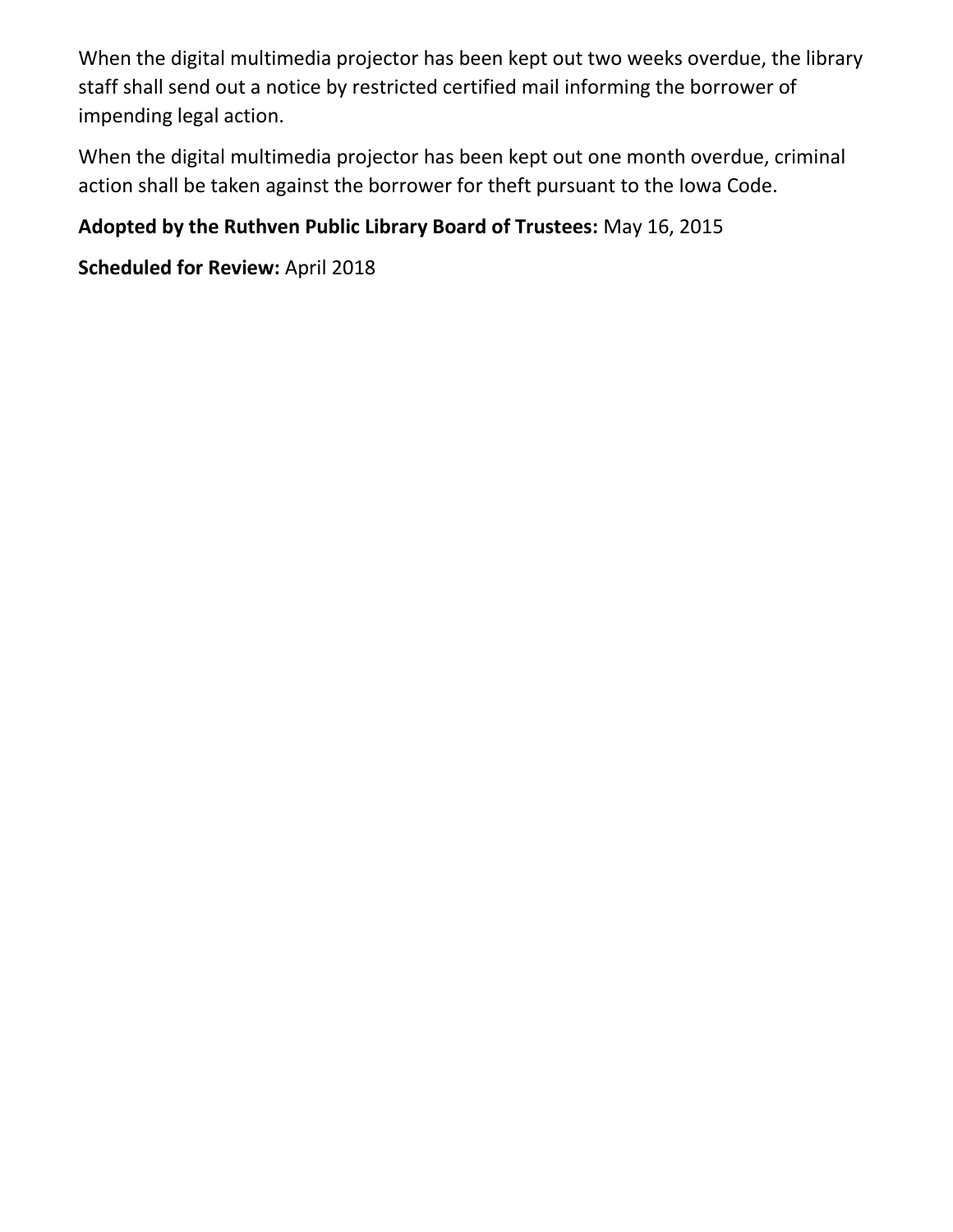When the digital multimedia projector has been kept out two weeks overdue, the library staff shall send out a notice by restricted certified mail informing the borrower of impending legal action.

When the digital multimedia projector has been kept out one month overdue, criminal action shall be taken against the borrower for theft pursuant to the Iowa Code.

**Adopted by the Ruthven Public Library Board of Trustees:** May 16, 2015

**Scheduled for Review:** April 2018